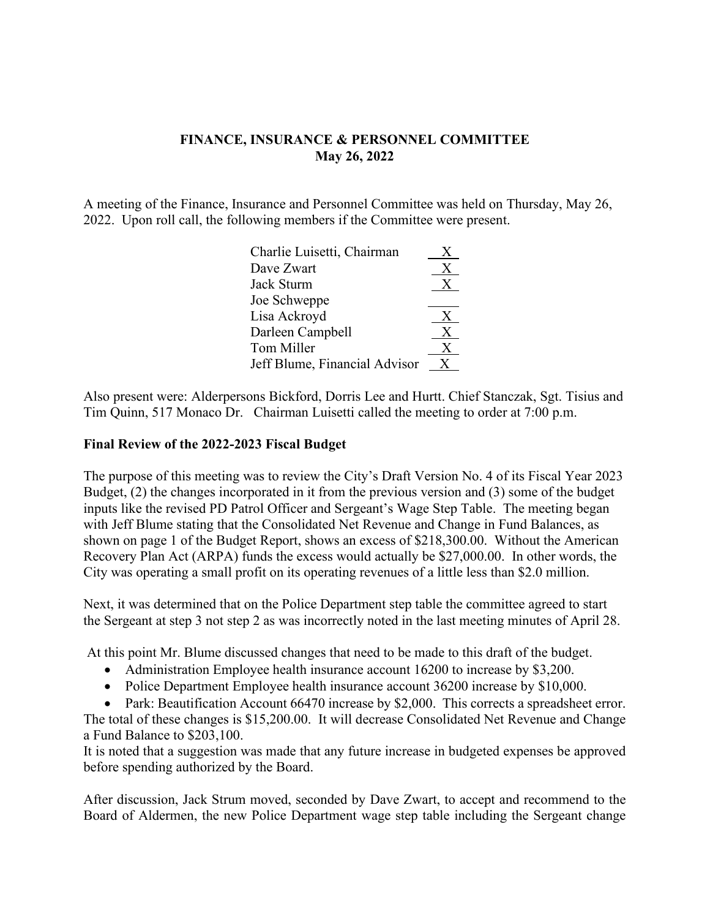**FINANCE, INSURANCE & PERSONNEL COMMITTEE**
**May 26, 2022**

A meeting of the Finance, Insurance and Personnel Committee was held on Thursday, May 26, 2022. Upon roll call, the following members if the Committee were present.

| | |
|---|---|
| Charlie Luisetti, Chairman | X |
| Dave Zwart | X |
| Jack Sturm | X |
| Joe Schweppe | |
| Lisa Ackroyd | X |
| Darleen Campbell | X |
| Tom Miller | X |
| Jeff Blume, Financial Advisor | X |

Also present were: Alderpersons Bickford, Dorris Lee and Hurtt. Chief Stanczak, Sgt. Tisius and Tim Quinn, 517 Monaco Dr. Chairman Luisetti called the meeting to order at 7:00 p.m.

**Final Review of the 2022-2023 Fiscal Budget**

The purpose of this meeting was to review the City's Draft Version No. 4 of its Fiscal Year 2023 Budget, (2) the changes incorporated in it from the previous version and (3) some of the budget inputs like the revised PD Patrol Officer and Sergeant's Wage Step Table. The meeting began with Jeff Blume stating that the Consolidated Net Revenue and Change in Fund Balances, as shown on page 1 of the Budget Report, shows an excess of $218,300.00. Without the American Recovery Plan Act (ARPA) funds the excess would actually be $27,000.00. In other words, the City was operating a small profit on its operating revenues of a little less than $2.0 million.

Next, it was determined that on the Police Department step table the committee agreed to start the Sergeant at step 3 not step 2 as was incorrectly noted in the last meeting minutes of April 28.

At this point Mr. Blume discussed changes that need to be made to this draft of the budget.

- Administration Employee health insurance account 16200 to increase by $3,200.
- Police Department Employee health insurance account 36200 increase by $10,000.
- Park: Beautification Account 66470 increase by $2,000. This corrects a spreadsheet error.

The total of these changes is $15,200.00. It will decrease Consolidated Net Revenue and Change a Fund Balance to $203,100.

It is noted that a suggestion was made that any future increase in budgeted expenses be approved before spending authorized by the Board.

After discussion, Jack Strum moved, seconded by Dave Zwart, to accept and recommend to the Board of Aldermen, the new Police Department wage step table including the Sergeant change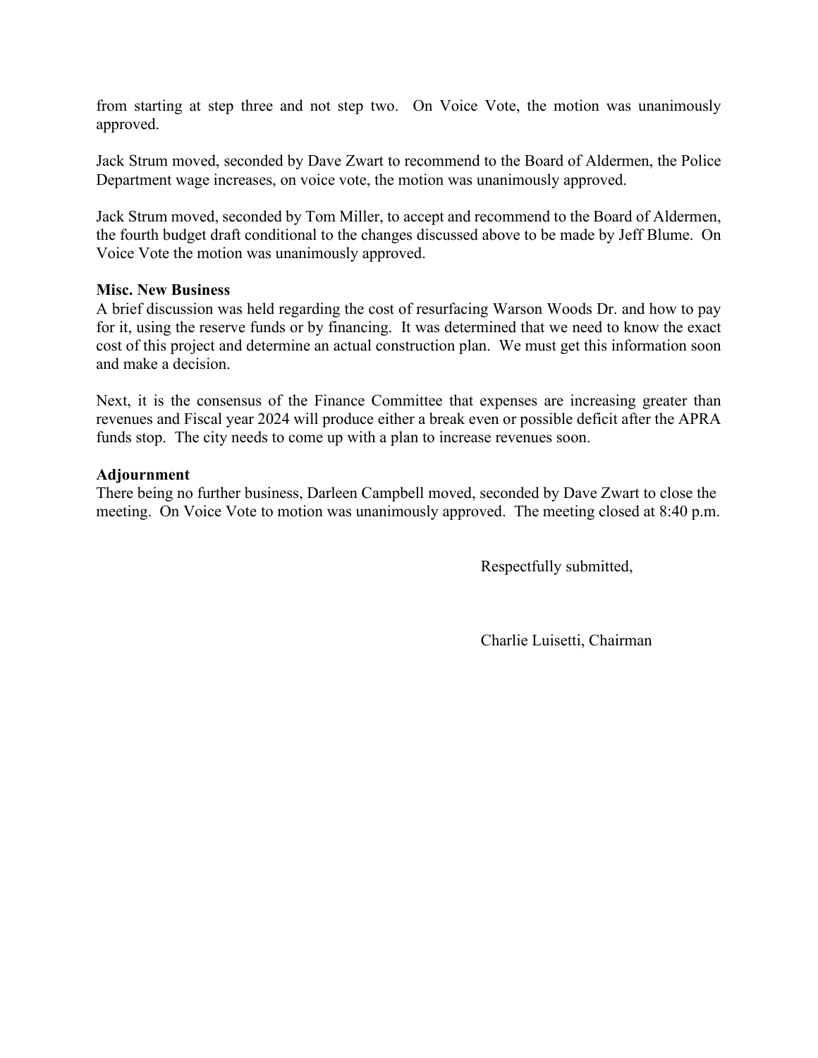from starting at step three and not step two. On Voice Vote, the motion was unanimously approved.

Jack Strum moved, seconded by Dave Zwart to recommend to the Board of Aldermen, the Police Department wage increases, on voice vote, the motion was unanimously approved.

Jack Strum moved, seconded by Tom Miller, to accept and recommend to the Board of Aldermen, the fourth budget draft conditional to the changes discussed above to be made by Jeff Blume. On Voice Vote the motion was unanimously approved.

**Misc. New Business**

A brief discussion was held regarding the cost of resurfacing Warson Woods Dr. and how to pay for it, using the reserve funds or by financing. It was determined that we need to know the exact cost of this project and determine an actual construction plan. We must get this information soon and make a decision.

Next, it is the consensus of the Finance Committee that expenses are increasing greater than revenues and Fiscal year 2024 will produce either a break even or possible deficit after the APRA funds stop. The city needs to come up with a plan to increase revenues soon.

**Adjournment**

There being no further business, Darleen Campbell moved, seconded by Dave Zwart to close the meeting. On Voice Vote to motion was unanimously approved. The meeting closed at 8:40 p.m.

Respectfully submitted,

Charlie Luisetti, Chairman